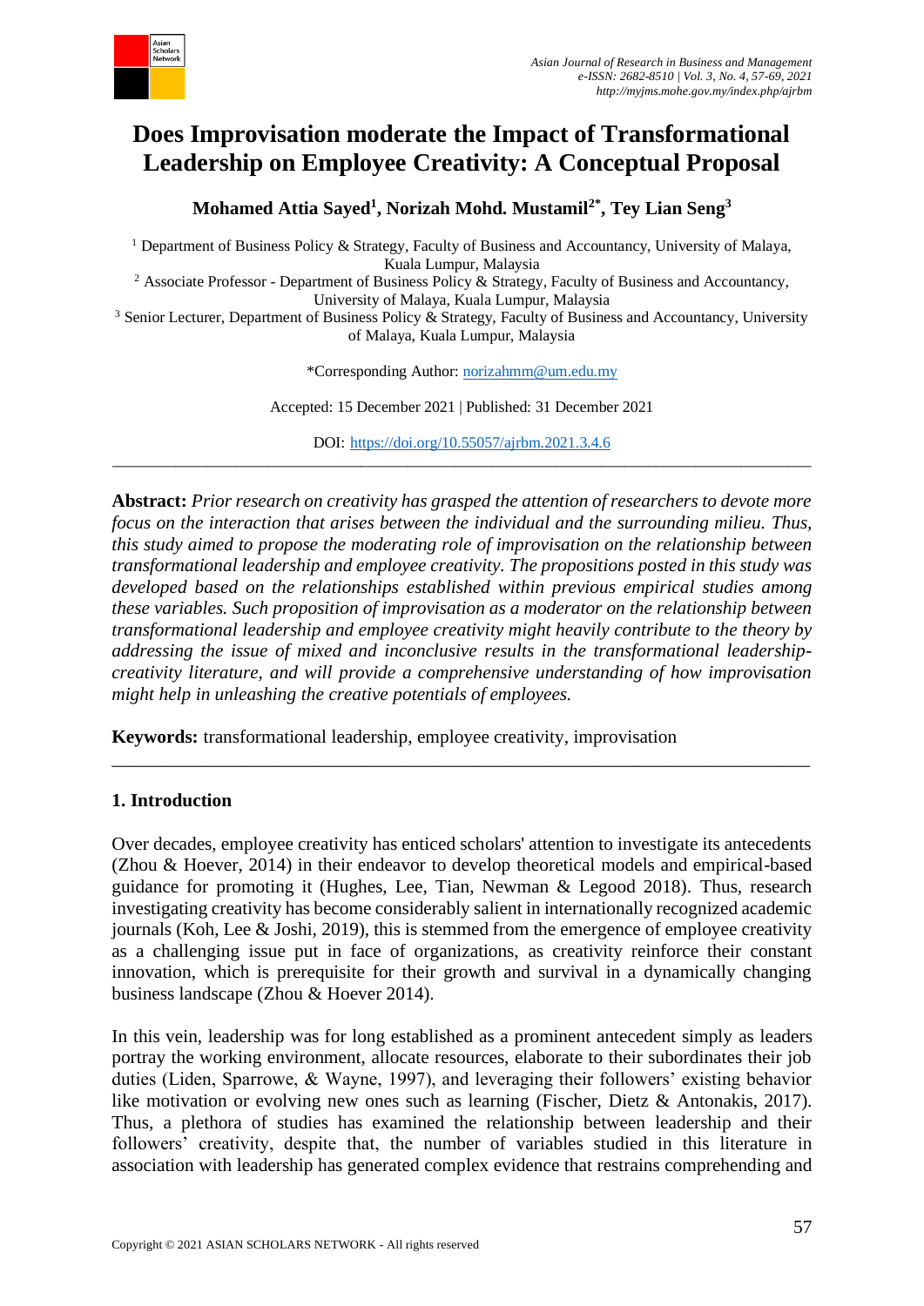# Does Improvisation moderate the Impact of Transformational Leadership on Employee Creativity: A Conceptual Proposal

**Mohamed Attia Sayed[1], Norizah Mohd. Mustamil[2*], Tey Lian Seng[3]**

[1] Department of Business Policy & Strategy, Faculty of Business and Accountancy, University of Malaya, Kuala Lumpur, Malaysia

[2] Associate Professor - Department of Business Policy & Strategy, Faculty of Business and Accountancy, University of Malaya, Kuala Lumpur, Malaysia

[3] Senior Lecturer, Department of Business Policy & Strategy, Faculty of Business and Accountancy, University of Malaya, Kuala Lumpur, Malaysia

*Corresponding Author: norizahmm@um.edu.my

Accepted: 15 December 2021 | Published: 31 December 2021

DOI: https://doi.org/10.55057/ajrbm.2021.3.4.6

---

**Abstract:** *Prior research on creativity has grasped the attention of researchers to devote more focus on the interaction that arises between the individual and the surrounding milieu. Thus, this study aimed to propose the moderating role of improvisation on the relationship between transformational leadership and employee creativity. The propositions posted in this study was developed based on the relationships established within previous empirical studies among these variables. Such proposition of improvisation as a moderator on the relationship between transformational leadership and employee creativity might heavily contribute to the theory by addressing the issue of mixed and inconclusive results in the transformational leadership-creativity literature, and will provide a comprehensive understanding of how improvisation might help in unleashing the creative potentials of employees.*

**Keywords:** transformational leadership, employee creativity, improvisation

---

## 1. Introduction

Over decades, employee creativity has enticed scholars' attention to investigate its antecedents (Zhou & Hoever, 2014) in their endeavor to develop theoretical models and empirical-based guidance for promoting it (Hughes, Lee, Tian, Newman & Legood 2018). Thus, research investigating creativity has become considerably salient in internationally recognized academic journals (Koh, Lee & Joshi, 2019), this is stemmed from the emergence of employee creativity as a challenging issue put in face of organizations, as creativity reinforce their constant innovation, which is prerequisite for their growth and survival in a dynamically changing business landscape (Zhou & Hoever 2014).

In this vein, leadership was for long established as a prominent antecedent simply as leaders portray the working environment, allocate resources, elaborate to their subordinates their job duties (Liden, Sparrowe, & Wayne, 1997), and leveraging their followers' existing behavior like motivation or evolving new ones such as learning (Fischer, Dietz & Antonakis, 2017). Thus, a plethora of studies has examined the relationship between leadership and their followers' creativity, despite that, the number of variables studied in this literature in association with leadership has generated complex evidence that restrains comprehending and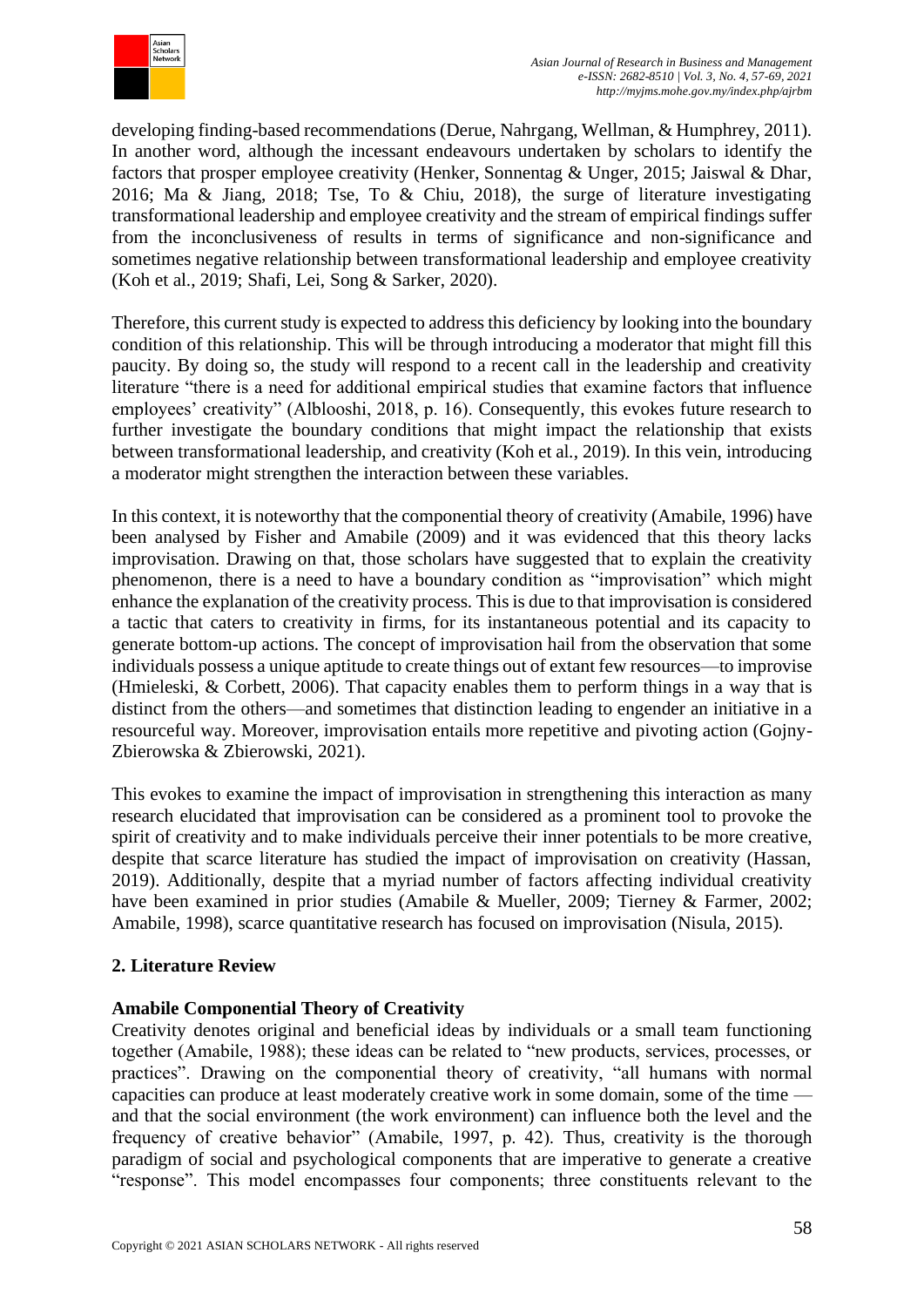developing finding-based recommendations (Derue, Nahrgang, Wellman, & Humphrey, 2011). In another word, although the incessant endeavours undertaken by scholars to identify the factors that prosper employee creativity (Henker, Sonnentag & Unger, 2015; Jaiswal & Dhar, 2016; Ma & Jiang, 2018; Tse, To & Chiu, 2018), the surge of literature investigating transformational leadership and employee creativity and the stream of empirical findings suffer from the inconclusiveness of results in terms of significance and non-significance and sometimes negative relationship between transformational leadership and employee creativity (Koh et al., 2019; Shafi, Lei, Song & Sarker, 2020).

Therefore, this current study is expected to address this deficiency by looking into the boundary condition of this relationship. This will be through introducing a moderator that might fill this paucity. By doing so, the study will respond to a recent call in the leadership and creativity literature "there is a need for additional empirical studies that examine factors that influence employees' creativity" (Alblooshi, 2018, p. 16). Consequently, this evokes future research to further investigate the boundary conditions that might impact the relationship that exists between transformational leadership, and creativity (Koh et al., 2019). In this vein, introducing a moderator might strengthen the interaction between these variables.

In this context, it is noteworthy that the componential theory of creativity (Amabile, 1996) have been analysed by Fisher and Amabile (2009) and it was evidenced that this theory lacks improvisation. Drawing on that, those scholars have suggested that to explain the creativity phenomenon, there is a need to have a boundary condition as "improvisation" which might enhance the explanation of the creativity process. This is due to that improvisation is considered a tactic that caters to creativity in firms, for its instantaneous potential and its capacity to generate bottom-up actions. The concept of improvisation hail from the observation that some individuals possess a unique aptitude to create things out of extant few resources—to improvise (Hmieleski, & Corbett, 2006). That capacity enables them to perform things in a way that is distinct from the others—and sometimes that distinction leading to engender an initiative in a resourceful way. Moreover, improvisation entails more repetitive and pivoting action (Gojny-Zbierowska & Zbierowski, 2021).

This evokes to examine the impact of improvisation in strengthening this interaction as many research elucidated that improvisation can be considered as a prominent tool to provoke the spirit of creativity and to make individuals perceive their inner potentials to be more creative, despite that scarce literature has studied the impact of improvisation on creativity (Hassan, 2019). Additionally, despite that a myriad number of factors affecting individual creativity have been examined in prior studies (Amabile & Mueller, 2009; Tierney & Farmer, 2002; Amabile, 1998), scarce quantitative research has focused on improvisation (Nisula, 2015).

## 2. Literature Review

### Amabile Componential Theory of Creativity

Creativity denotes original and beneficial ideas by individuals or a small team functioning together (Amabile, 1988); these ideas can be related to "new products, services, processes, or practices". Drawing on the componential theory of creativity, "all humans with normal capacities can produce at least moderately creative work in some domain, some of the time — and that the social environment (the work environment) can influence both the level and the frequency of creative behavior" (Amabile, 1997, p. 42). Thus, creativity is the thorough paradigm of social and psychological components that are imperative to generate a creative "response". This model encompasses four components; three constituents relevant to the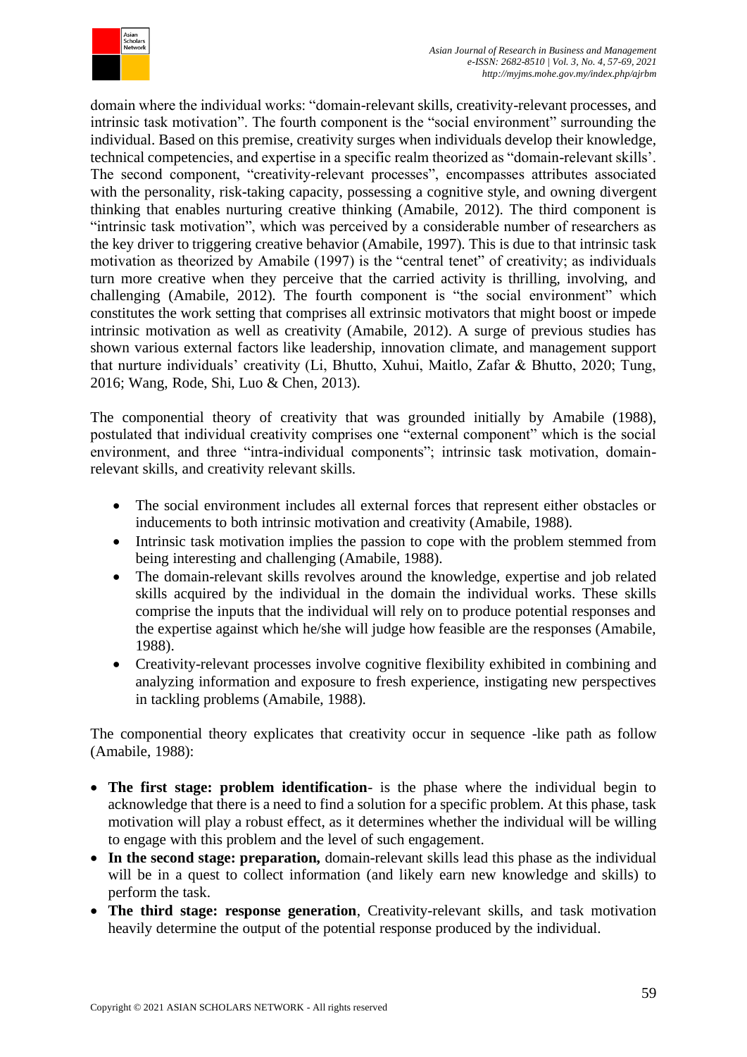domain where the individual works: "domain-relevant skills, creativity-relevant processes, and intrinsic task motivation". The fourth component is the "social environment" surrounding the individual. Based on this premise, creativity surges when individuals develop their knowledge, technical competencies, and expertise in a specific realm theorized as "domain-relevant skills'. The second component, "creativity-relevant processes", encompasses attributes associated with the personality, risk-taking capacity, possessing a cognitive style, and owning divergent thinking that enables nurturing creative thinking (Amabile, 2012). The third component is "intrinsic task motivation", which was perceived by a considerable number of researchers as the key driver to triggering creative behavior (Amabile, 1997). This is due to that intrinsic task motivation as theorized by Amabile (1997) is the "central tenet" of creativity; as individuals turn more creative when they perceive that the carried activity is thrilling, involving, and challenging (Amabile, 2012). The fourth component is "the social environment" which constitutes the work setting that comprises all extrinsic motivators that might boost or impede intrinsic motivation as well as creativity (Amabile, 2012). A surge of previous studies has shown various external factors like leadership, innovation climate, and management support that nurture individuals' creativity (Li, Bhutto, Xuhui, Maitlo, Zafar & Bhutto, 2020; Tung, 2016; Wang, Rode, Shi, Luo & Chen, 2013).

The componential theory of creativity that was grounded initially by Amabile (1988), postulated that individual creativity comprises one "external component" which is the social environment, and three "intra-individual components"; intrinsic task motivation, domain-relevant skills, and creativity relevant skills.

- The social environment includes all external forces that represent either obstacles or inducements to both intrinsic motivation and creativity (Amabile, 1988).
- Intrinsic task motivation implies the passion to cope with the problem stemmed from being interesting and challenging (Amabile, 1988).
- The domain-relevant skills revolves around the knowledge, expertise and job related skills acquired by the individual in the domain the individual works. These skills comprise the inputs that the individual will rely on to produce potential responses and the expertise against which he/she will judge how feasible are the responses (Amabile, 1988).
- Creativity-relevant processes involve cognitive flexibility exhibited in combining and analyzing information and exposure to fresh experience, instigating new perspectives in tackling problems (Amabile, 1988).

The componential theory explicates that creativity occur in sequence -like path as follow (Amabile, 1988):

- **The first stage: problem identification**- is the phase where the individual begin to acknowledge that there is a need to find a solution for a specific problem. At this phase, task motivation will play a robust effect, as it determines whether the individual will be willing to engage with this problem and the level of such engagement.
- **In the second stage: preparation,** domain-relevant skills lead this phase as the individual will be in a quest to collect information (and likely earn new knowledge and skills) to perform the task.
- **The third stage: response generation**, Creativity-relevant skills, and task motivation heavily determine the output of the potential response produced by the individual.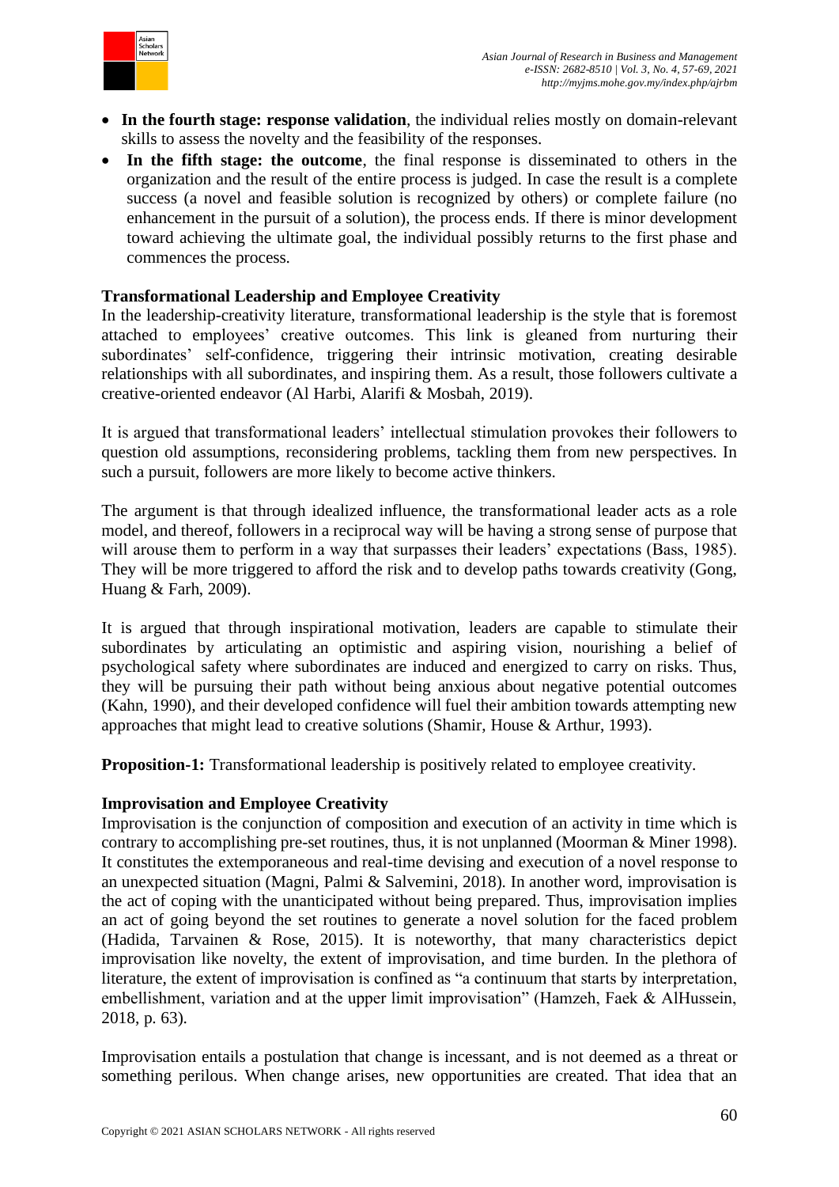- **In the fourth stage: response validation**, the individual relies mostly on domain-relevant skills to assess the novelty and the feasibility of the responses.
- **In the fifth stage: the outcome**, the final response is disseminated to others in the organization and the result of the entire process is judged. In case the result is a complete success (a novel and feasible solution is recognized by others) or complete failure (no enhancement in the pursuit of a solution), the process ends. If there is minor development toward achieving the ultimate goal, the individual possibly returns to the first phase and commences the process.

**Transformational Leadership and Employee Creativity**

In the leadership-creativity literature, transformational leadership is the style that is foremost attached to employees' creative outcomes. This link is gleaned from nurturing their subordinates' self-confidence, triggering their intrinsic motivation, creating desirable relationships with all subordinates, and inspiring them. As a result, those followers cultivate a creative-oriented endeavor (Al Harbi, Alarifi & Mosbah, 2019).

It is argued that transformational leaders' intellectual stimulation provokes their followers to question old assumptions, reconsidering problems, tackling them from new perspectives. In such a pursuit, followers are more likely to become active thinkers.

The argument is that through idealized influence, the transformational leader acts as a role model, and thereof, followers in a reciprocal way will be having a strong sense of purpose that will arouse them to perform in a way that surpasses their leaders' expectations (Bass, 1985). They will be more triggered to afford the risk and to develop paths towards creativity (Gong, Huang & Farh, 2009).

It is argued that through inspirational motivation, leaders are capable to stimulate their subordinates by articulating an optimistic and aspiring vision, nourishing a belief of psychological safety where subordinates are induced and energized to carry on risks. Thus, they will be pursuing their path without being anxious about negative potential outcomes (Kahn, 1990), and their developed confidence will fuel their ambition towards attempting new approaches that might lead to creative solutions (Shamir, House & Arthur, 1993).

**Proposition-1:** Transformational leadership is positively related to employee creativity.

**Improvisation and Employee Creativity**

Improvisation is the conjunction of composition and execution of an activity in time which is contrary to accomplishing pre-set routines, thus, it is not unplanned (Moorman & Miner 1998). It constitutes the extemporaneous and real-time devising and execution of a novel response to an unexpected situation (Magni, Palmi & Salvemini, 2018). In another word, improvisation is the act of coping with the unanticipated without being prepared. Thus, improvisation implies an act of going beyond the set routines to generate a novel solution for the faced problem (Hadida, Tarvainen & Rose, 2015). It is noteworthy, that many characteristics depict improvisation like novelty, the extent of improvisation, and time burden. In the plethora of literature, the extent of improvisation is confined as "a continuum that starts by interpretation, embellishment, variation and at the upper limit improvisation" (Hamzeh, Faek & AlHussein, 2018, p. 63).

Improvisation entails a postulation that change is incessant, and is not deemed as a threat or something perilous. When change arises, new opportunities are created. That idea that an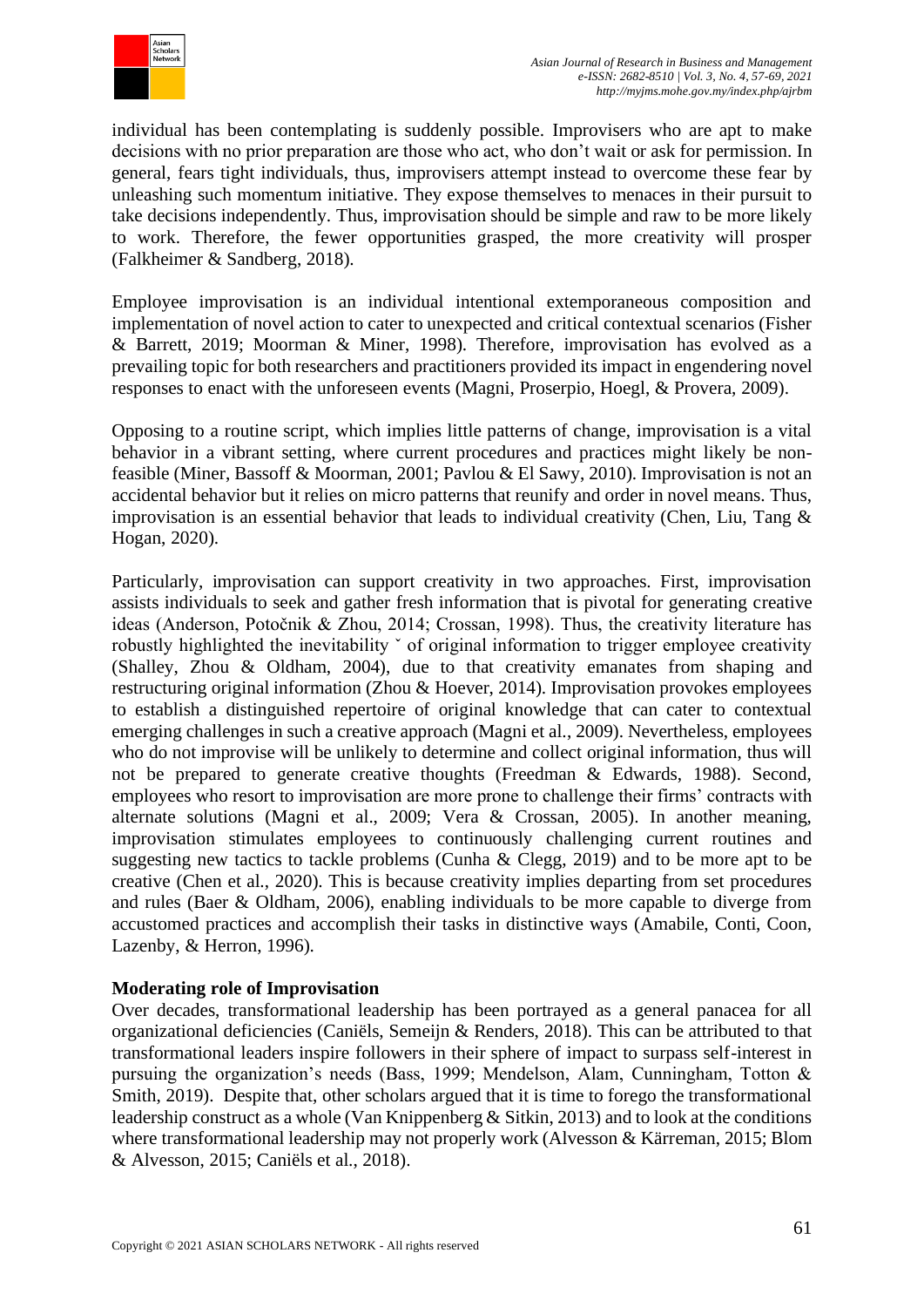individual has been contemplating is suddenly possible. Improvisers who are apt to make decisions with no prior preparation are those who act, who don't wait or ask for permission. In general, fears tight individuals, thus, improvisers attempt instead to overcome these fear by unleashing such momentum initiative. They expose themselves to menaces in their pursuit to take decisions independently. Thus, improvisation should be simple and raw to be more likely to work. Therefore, the fewer opportunities grasped, the more creativity will prosper (Falkheimer & Sandberg, 2018).

Employee improvisation is an individual intentional extemporaneous composition and implementation of novel action to cater to unexpected and critical contextual scenarios (Fisher & Barrett, 2019; Moorman & Miner, 1998). Therefore, improvisation has evolved as a prevailing topic for both researchers and practitioners provided its impact in engendering novel responses to enact with the unforeseen events (Magni, Proserpio, Hoegl, & Provera, 2009).

Opposing to a routine script, which implies little patterns of change, improvisation is a vital behavior in a vibrant setting, where current procedures and practices might likely be non-feasible (Miner, Bassoff & Moorman, 2001; Pavlou & El Sawy, 2010). Improvisation is not an accidental behavior but it relies on micro patterns that reunify and order in novel means. Thus, improvisation is an essential behavior that leads to individual creativity (Chen, Liu, Tang & Hogan, 2020).

Particularly, improvisation can support creativity in two approaches. First, improvisation assists individuals to seek and gather fresh information that is pivotal for generating creative ideas (Anderson, Potočnik & Zhou, 2014; Crossan, 1998). Thus, the creativity literature has robustly highlighted the inevitability ˇ of original information to trigger employee creativity (Shalley, Zhou & Oldham, 2004), due to that creativity emanates from shaping and restructuring original information (Zhou & Hoever, 2014). Improvisation provokes employees to establish a distinguished repertoire of original knowledge that can cater to contextual emerging challenges in such a creative approach (Magni et al., 2009). Nevertheless, employees who do not improvise will be unlikely to determine and collect original information, thus will not be prepared to generate creative thoughts (Freedman & Edwards, 1988). Second, employees who resort to improvisation are more prone to challenge their firms' contracts with alternate solutions (Magni et al., 2009; Vera & Crossan, 2005). In another meaning, improvisation stimulates employees to continuously challenging current routines and suggesting new tactics to tackle problems (Cunha & Clegg, 2019) and to be more apt to be creative (Chen et al., 2020). This is because creativity implies departing from set procedures and rules (Baer & Oldham, 2006), enabling individuals to be more capable to diverge from accustomed practices and accomplish their tasks in distinctive ways (Amabile, Conti, Coon, Lazenby, & Herron, 1996).

**Moderating role of Improvisation**

Over decades, transformational leadership has been portrayed as a general panacea for all organizational deficiencies (Caniëls, Semeijn & Renders, 2018). This can be attributed to that transformational leaders inspire followers in their sphere of impact to surpass self-interest in pursuing the organization's needs (Bass, 1999; Mendelson, Alam, Cunningham, Totton & Smith, 2019). Despite that, other scholars argued that it is time to forego the transformational leadership construct as a whole (Van Knippenberg & Sitkin, 2013) and to look at the conditions where transformational leadership may not properly work (Alvesson & Kärreman, 2015; Blom & Alvesson, 2015; Caniëls et al., 2018).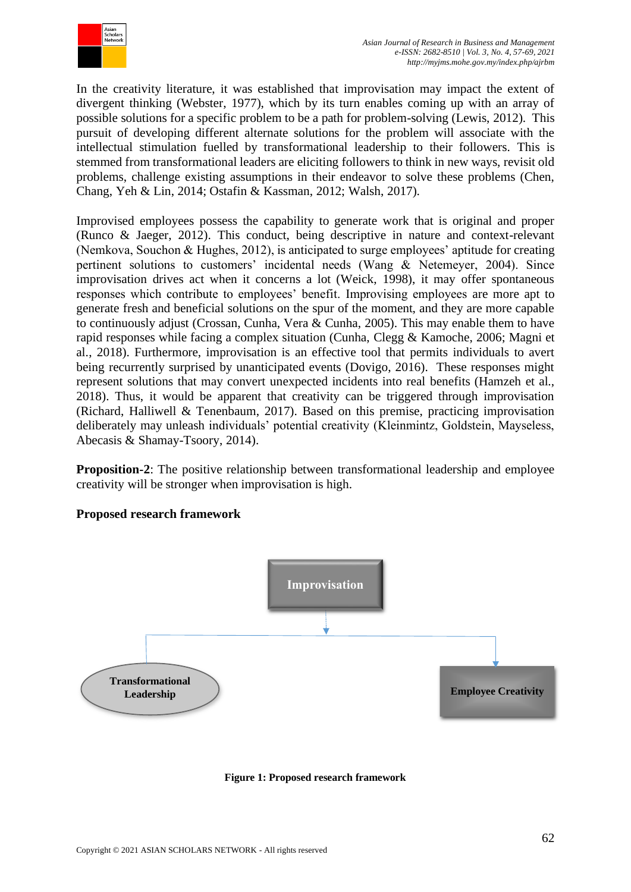In the creativity literature, it was established that improvisation may impact the extent of divergent thinking (Webster, 1977), which by its turn enables coming up with an array of possible solutions for a specific problem to be a path for problem-solving (Lewis, 2012). This pursuit of developing different alternate solutions for the problem will associate with the intellectual stimulation fuelled by transformational leadership to their followers. This is stemmed from transformational leaders are eliciting followers to think in new ways, revisit old problems, challenge existing assumptions in their endeavor to solve these problems (Chen, Chang, Yeh & Lin, 2014; Ostafin & Kassman, 2012; Walsh, 2017).

Improvised employees possess the capability to generate work that is original and proper (Runco & Jaeger, 2012). This conduct, being descriptive in nature and context-relevant (Nemkova, Souchon & Hughes, 2012), is anticipated to surge employees' aptitude for creating pertinent solutions to customers' incidental needs (Wang & Netemeyer, 2004). Since improvisation drives act when it concerns a lot (Weick, 1998), it may offer spontaneous responses which contribute to employees' benefit. Improvising employees are more apt to generate fresh and beneficial solutions on the spur of the moment, and they are more capable to continuously adjust (Crossan, Cunha, Vera & Cunha, 2005). This may enable them to have rapid responses while facing a complex situation (Cunha, Clegg & Kamoche, 2006; Magni et al., 2018). Furthermore, improvisation is an effective tool that permits individuals to avert being recurrently surprised by unanticipated events (Dovigo, 2016). These responses might represent solutions that may convert unexpected incidents into real benefits (Hamzeh et al., 2018). Thus, it would be apparent that creativity can be triggered through improvisation (Richard, Halliwell & Tenenbaum, 2017). Based on this premise, practicing improvisation deliberately may unleash individuals' potential creativity (Kleinmintz, Goldstein, Mayseless, Abecasis & Shamay-Tsoory, 2014).

**Proposition-2**: The positive relationship between transformational leadership and employee creativity will be stronger when improvisation is high.

**Proposed research framework**

Improvisation

Transformational Leadership

Employee Creativity

**Figure 1: Proposed research framework**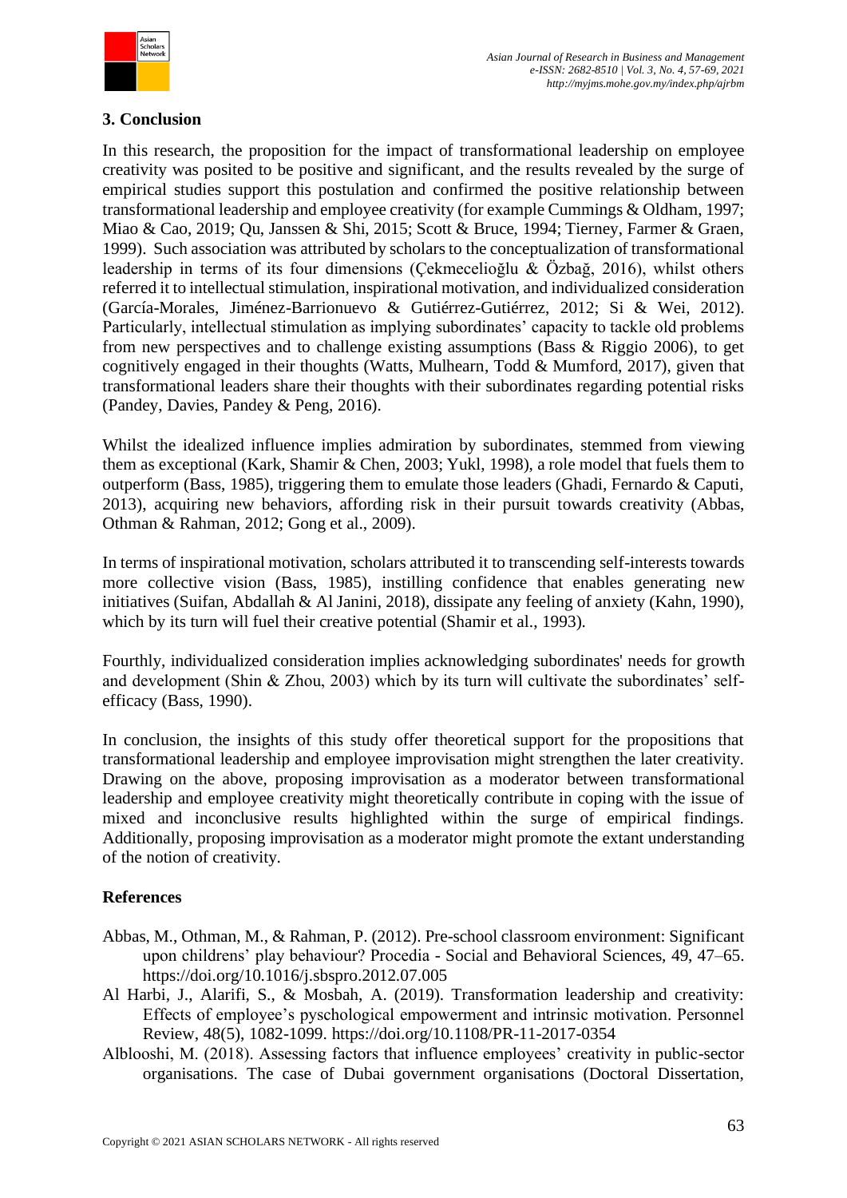## 3. Conclusion

In this research, the proposition for the impact of transformational leadership on employee creativity was posited to be positive and significant, and the results revealed by the surge of empirical studies support this postulation and confirmed the positive relationship between transformational leadership and employee creativity (for example Cummings & Oldham, 1997; Miao & Cao, 2019; Qu, Janssen & Shi, 2015; Scott & Bruce, 1994; Tierney, Farmer & Graen, 1999). Such association was attributed by scholars to the conceptualization of transformational leadership in terms of its four dimensions (Çekmecelioğlu & Özbağ, 2016), whilst others referred it to intellectual stimulation, inspirational motivation, and individualized consideration (García-Morales, Jiménez-Barrionuevo & Gutiérrez-Gutiérrez, 2012; Si & Wei, 2012). Particularly, intellectual stimulation as implying subordinates' capacity to tackle old problems from new perspectives and to challenge existing assumptions (Bass & Riggio 2006), to get cognitively engaged in their thoughts (Watts, Mulhearn, Todd & Mumford, 2017), given that transformational leaders share their thoughts with their subordinates regarding potential risks (Pandey, Davies, Pandey & Peng, 2016).

Whilst the idealized influence implies admiration by subordinates, stemmed from viewing them as exceptional (Kark, Shamir & Chen, 2003; Yukl, 1998), a role model that fuels them to outperform (Bass, 1985), triggering them to emulate those leaders (Ghadi, Fernardo & Caputi, 2013), acquiring new behaviors, affording risk in their pursuit towards creativity (Abbas, Othman & Rahman, 2012; Gong et al., 2009).

In terms of inspirational motivation, scholars attributed it to transcending self-interests towards more collective vision (Bass, 1985), instilling confidence that enables generating new initiatives (Suifan, Abdallah & Al Janini, 2018), dissipate any feeling of anxiety (Kahn, 1990), which by its turn will fuel their creative potential (Shamir et al., 1993).

Fourthly, individualized consideration implies acknowledging subordinates' needs for growth and development (Shin & Zhou, 2003) which by its turn will cultivate the subordinates' self-efficacy (Bass, 1990).

In conclusion, the insights of this study offer theoretical support for the propositions that transformational leadership and employee improvisation might strengthen the later creativity. Drawing on the above, proposing improvisation as a moderator between transformational leadership and employee creativity might theoretically contribute in coping with the issue of mixed and inconclusive results highlighted within the surge of empirical findings. Additionally, proposing improvisation as a moderator might promote the extant understanding of the notion of creativity.

## References

- Abbas, M., Othman, M., & Rahman, P. (2012). Pre-school classroom environment: Significant upon childrens' play behaviour? Procedia - Social and Behavioral Sciences, 49, 47–65. https://doi.org/10.1016/j.sbspro.2012.07.005
- Al Harbi, J., Alarifi, S., & Mosbah, A. (2019). Transformation leadership and creativity: Effects of employee's pyschological empowerment and intrinsic motivation. Personnel Review, 48(5), 1082-1099. https://doi.org/10.1108/PR-11-2017-0354
- Alblooshi, M. (2018). Assessing factors that influence employees' creativity in public-sector organisations. The case of Dubai government organisations (Doctoral Dissertation,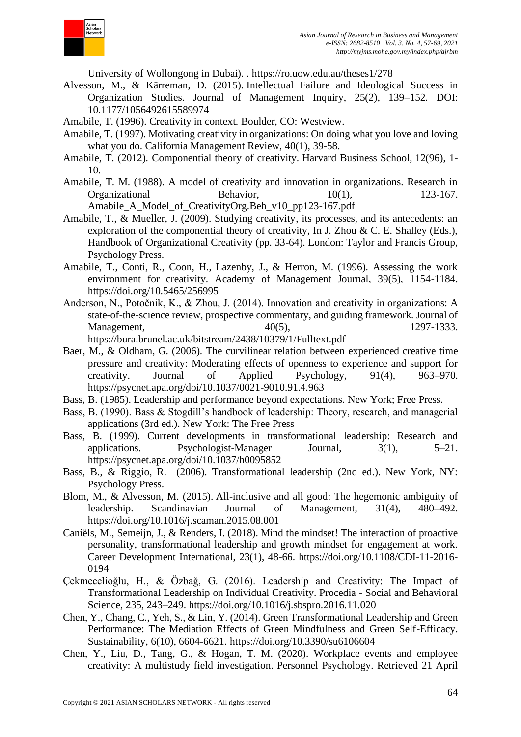University of Wollongong in Dubai). . https://ro.uow.edu.au/theses1/278

Alvesson, M., & Kärreman, D. (2015). Intellectual Failure and Ideological Success in Organization Studies. Journal of Management Inquiry, 25(2), 139–152. DOI: 10.1177/1056492615589974

Amabile, T. (1996). Creativity in context. Boulder, CO: Westview.

Amabile, T. (1997). Motivating creativity in organizations: On doing what you love and loving what you do. California Management Review, 40(1), 39-58.

Amabile, T. (2012). Componential theory of creativity. Harvard Business School, 12(96), 1-10.

Amabile, T. M. (1988). A model of creativity and innovation in organizations. Research in Organizational Behavior, 10(1), 123-167. Amabile_A_Model_of_CreativityOrg.Beh_v10_pp123-167.pdf

Amabile, T., & Mueller, J. (2009). Studying creativity, its processes, and its antecedents: an exploration of the componential theory of creativity, In J. Zhou & C. E. Shalley (Eds.), Handbook of Organizational Creativity (pp. 33-64). London: Taylor and Francis Group, Psychology Press.

Amabile, T., Conti, R., Coon, H., Lazenby, J., & Herron, M. (1996). Assessing the work environment for creativity. Academy of Management Journal, 39(5), 1154-1184. https://doi.org/10.5465/256995

Anderson, N., Potočnik, K., & Zhou, J. (2014). Innovation and creativity in organizations: A state-of-the-science review, prospective commentary, and guiding framework. Journal of Management, 40(5), 1297-1333. https://bura.brunel.ac.uk/bitstream/2438/10379/1/Fulltext.pdf

Baer, M., & Oldham, G. (2006). The curvilinear relation between experienced creative time pressure and creativity: Moderating effects of openness to experience and support for creativity. Journal of Applied Psychology, 91(4), 963–970. https://psycnet.apa.org/doi/10.1037/0021-9010.91.4.963

Bass, B. (1985). Leadership and performance beyond expectations. New York; Free Press.

Bass, B. (1990). Bass & Stogdill's handbook of leadership: Theory, research, and managerial applications (3rd ed.). New York: The Free Press

Bass, B. (1999). Current developments in transformational leadership: Research and applications. Psychologist-Manager Journal, 3(1), 5–21. https://psycnet.apa.org/doi/10.1037/h0095852

Bass, B., & Riggio, R. (2006). Transformational leadership (2nd ed.). New York, NY: Psychology Press.

Blom, M., & Alvesson, M. (2015). All-inclusive and all good: The hegemonic ambiguity of leadership. Scandinavian Journal of Management, 31(4), 480–492. https://doi.org/10.1016/j.scaman.2015.08.001

Caniëls, M., Semeijn, J., & Renders, I. (2018). Mind the mindset! The interaction of proactive personality, transformational leadership and growth mindset for engagement at work. Career Development International, 23(1), 48-66. https://doi.org/10.1108/CDI-11-2016-0194

Çekmecelioğlu, H., & Özbağ, G. (2016). Leadership and Creativity: The Impact of Transformational Leadership on Individual Creativity. Procedia - Social and Behavioral Science, 235, 243–249. https://doi.org/10.1016/j.sbspro.2016.11.020

Chen, Y., Chang, C., Yeh, S., & Lin, Y. (2014). Green Transformational Leadership and Green Performance: The Mediation Effects of Green Mindfulness and Green Self-Efficacy. Sustainability, 6(10), 6604-6621. https://doi.org/10.3390/su6106604

Chen, Y., Liu, D., Tang, G., & Hogan, T. M. (2020). Workplace events and employee creativity: A multistudy field investigation. Personnel Psychology. Retrieved 21 April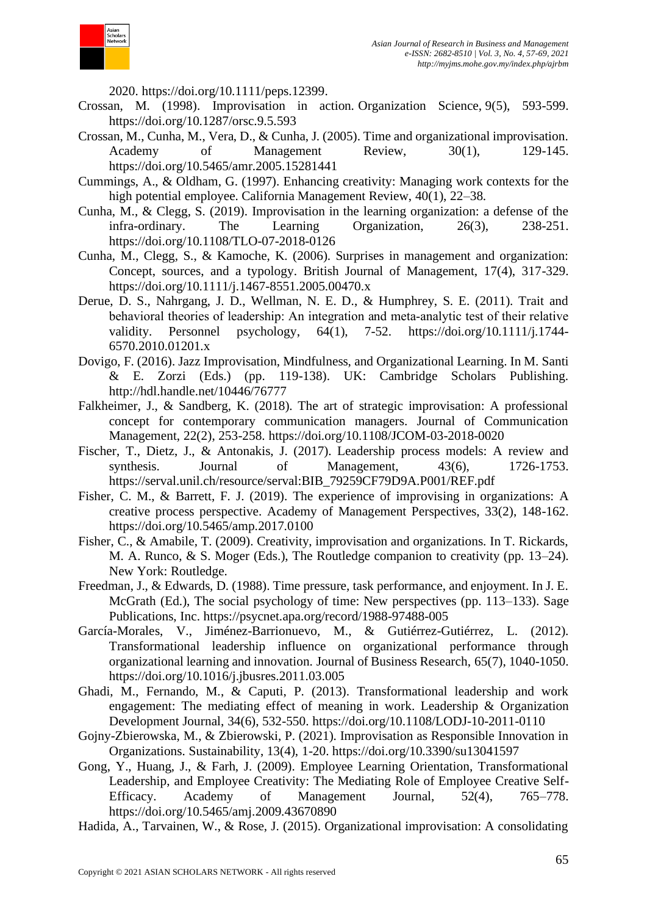2020. https://doi.org/10.1111/peps.12399.

Crossan, M. (1998). Improvisation in action. Organization Science, 9(5), 593-599. https://doi.org/10.1287/orsc.9.5.593

Crossan, M., Cunha, M., Vera, D., & Cunha, J. (2005). Time and organizational improvisation. Academy of Management Review, 30(1), 129-145. https://doi.org/10.5465/amr.2005.15281441

Cummings, A., & Oldham, G. (1997). Enhancing creativity: Managing work contexts for the high potential employee. California Management Review, 40(1), 22–38.

Cunha, M., & Clegg, S. (2019). Improvisation in the learning organization: a defense of the infra-ordinary. The Learning Organization, 26(3), 238-251. https://doi.org/10.1108/TLO-07-2018-0126

Cunha, M., Clegg, S., & Kamoche, K. (2006). Surprises in management and organization: Concept, sources, and a typology. British Journal of Management, 17(4), 317-329. https://doi.org/10.1111/j.1467-8551.2005.00470.x

Derue, D. S., Nahrgang, J. D., Wellman, N. E. D., & Humphrey, S. E. (2011). Trait and behavioral theories of leadership: An integration and meta-analytic test of their relative validity. Personnel psychology, 64(1), 7-52. https://doi.org/10.1111/j.1744-6570.2010.01201.x

Dovigo, F. (2016). Jazz Improvisation, Mindfulness, and Organizational Learning. In M. Santi & E. Zorzi (Eds.) (pp. 119-138). UK: Cambridge Scholars Publishing. http://hdl.handle.net/10446/76777

Falkheimer, J., & Sandberg, K. (2018). The art of strategic improvisation: A professional concept for contemporary communication managers. Journal of Communication Management, 22(2), 253-258. https://doi.org/10.1108/JCOM-03-2018-0020

Fischer, T., Dietz, J., & Antonakis, J. (2017). Leadership process models: A review and synthesis. Journal of Management, 43(6), 1726-1753. https://serval.unil.ch/resource/serval:BIB_79259CF79D9A.P001/REF.pdf

Fisher, C. M., & Barrett, F. J. (2019). The experience of improvising in organizations: A creative process perspective. Academy of Management Perspectives, 33(2), 148-162. https://doi.org/10.5465/amp.2017.0100

Fisher, C., & Amabile, T. (2009). Creativity, improvisation and organizations. In T. Rickards, M. A. Runco, & S. Moger (Eds.), The Routledge companion to creativity (pp. 13–24). New York: Routledge.

Freedman, J., & Edwards, D. (1988). Time pressure, task performance, and enjoyment. In J. E. McGrath (Ed.), The social psychology of time: New perspectives (pp. 113–133). Sage Publications, Inc. https://psycnet.apa.org/record/1988-97488-005

García-Morales, V., Jiménez-Barrionuevo, M., & Gutiérrez-Gutiérrez, L. (2012). Transformational leadership influence on organizational performance through organizational learning and innovation. Journal of Business Research, 65(7), 1040-1050. https://doi.org/10.1016/j.jbusres.2011.03.005

Ghadi, M., Fernando, M., & Caputi, P. (2013). Transformational leadership and work engagement: The mediating effect of meaning in work. Leadership & Organization Development Journal, 34(6), 532-550. https://doi.org/10.1108/LODJ-10-2011-0110

Gojny-Zbierowska, M., & Zbierowski, P. (2021). Improvisation as Responsible Innovation in Organizations. Sustainability, 13(4), 1-20. https://doi.org/10.3390/su13041597

Gong, Y., Huang, J., & Farh, J. (2009). Employee Learning Orientation, Transformational Leadership, and Employee Creativity: The Mediating Role of Employee Creative Self-Efficacy. Academy of Management Journal, 52(4), 765–778. https://doi.org/10.5465/amj.2009.43670890

Hadida, A., Tarvainen, W., & Rose, J. (2015). Organizational improvisation: A consolidating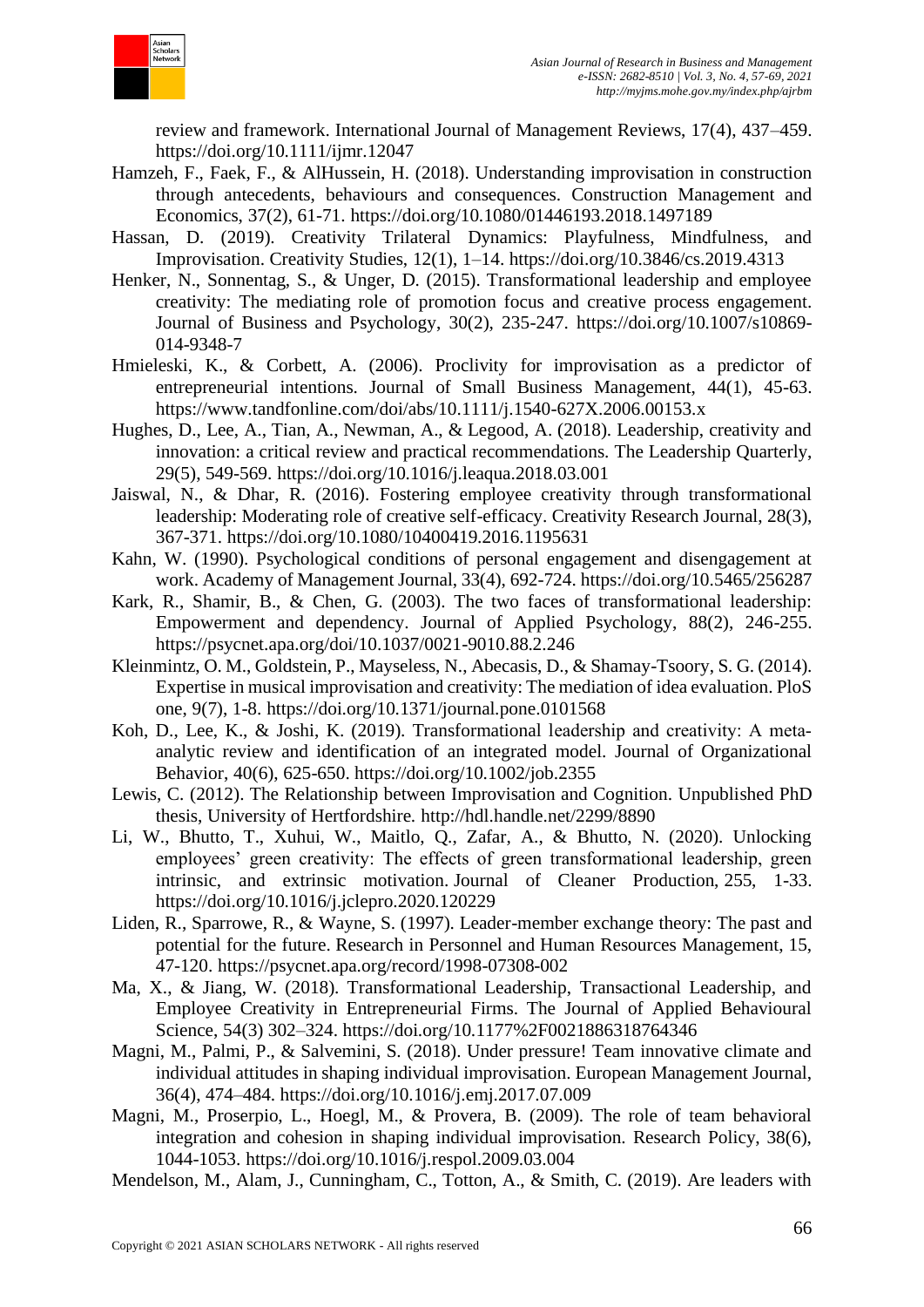review and framework. International Journal of Management Reviews, 17(4), 437–459. https://doi.org/10.1111/ijmr.12047

Hamzeh, F., Faek, F., & AlHussein, H. (2018). Understanding improvisation in construction through antecedents, behaviours and consequences. Construction Management and Economics, 37(2), 61-71. https://doi.org/10.1080/01446193.2018.1497189

Hassan, D. (2019). Creativity Trilateral Dynamics: Playfulness, Mindfulness, and Improvisation. Creativity Studies, 12(1), 1–14. https://doi.org/10.3846/cs.2019.4313

Henker, N., Sonnentag, S., & Unger, D. (2015). Transformational leadership and employee creativity: The mediating role of promotion focus and creative process engagement. Journal of Business and Psychology, 30(2), 235-247. https://doi.org/10.1007/s10869-014-9348-7

Hmieleski, K., & Corbett, A. (2006). Proclivity for improvisation as a predictor of entrepreneurial intentions. Journal of Small Business Management, 44(1), 45-63. https://www.tandfonline.com/doi/abs/10.1111/j.1540-627X.2006.00153.x

Hughes, D., Lee, A., Tian, A., Newman, A., & Legood, A. (2018). Leadership, creativity and innovation: a critical review and practical recommendations. The Leadership Quarterly, 29(5), 549-569. https://doi.org/10.1016/j.leaqua.2018.03.001

Jaiswal, N., & Dhar, R. (2016). Fostering employee creativity through transformational leadership: Moderating role of creative self-efficacy. Creativity Research Journal, 28(3), 367-371. https://doi.org/10.1080/10400419.2016.1195631

Kahn, W. (1990). Psychological conditions of personal engagement and disengagement at work. Academy of Management Journal, 33(4), 692-724. https://doi.org/10.5465/256287

Kark, R., Shamir, B., & Chen, G. (2003). The two faces of transformational leadership: Empowerment and dependency. Journal of Applied Psychology, 88(2), 246-255. https://psycnet.apa.org/doi/10.1037/0021-9010.88.2.246

Kleinmintz, O. M., Goldstein, P., Mayseless, N., Abecasis, D., & Shamay-Tsoory, S. G. (2014). Expertise in musical improvisation and creativity: The mediation of idea evaluation. PloS one, 9(7), 1-8. https://doi.org/10.1371/journal.pone.0101568

Koh, D., Lee, K., & Joshi, K. (2019). Transformational leadership and creativity: A meta-analytic review and identification of an integrated model. Journal of Organizational Behavior, 40(6), 625-650. https://doi.org/10.1002/job.2355

Lewis, C. (2012). The Relationship between Improvisation and Cognition. Unpublished PhD thesis, University of Hertfordshire. http://hdl.handle.net/2299/8890

Li, W., Bhutto, T., Xuhui, W., Maitlo, Q., Zafar, A., & Bhutto, N. (2020). Unlocking employees' green creativity: The effects of green transformational leadership, green intrinsic, and extrinsic motivation. Journal of Cleaner Production, 255, 1-33. https://doi.org/10.1016/j.jclepro.2020.120229

Liden, R., Sparrowe, R., & Wayne, S. (1997). Leader-member exchange theory: The past and potential for the future. Research in Personnel and Human Resources Management, 15, 47-120. https://psycnet.apa.org/record/1998-07308-002

Ma, X., & Jiang, W. (2018). Transformational Leadership, Transactional Leadership, and Employee Creativity in Entrepreneurial Firms. The Journal of Applied Behavioural Science, 54(3) 302–324. https://doi.org/10.1177%2F0021886318764346

Magni, M., Palmi, P., & Salvemini, S. (2018). Under pressure! Team innovative climate and individual attitudes in shaping individual improvisation. European Management Journal, 36(4), 474–484. https://doi.org/10.1016/j.emj.2017.07.009

Magni, M., Proserpio, L., Hoegl, M., & Provera, B. (2009). The role of team behavioral integration and cohesion in shaping individual improvisation. Research Policy, 38(6), 1044-1053. https://doi.org/10.1016/j.respol.2009.03.004

Mendelson, M., Alam, J., Cunningham, C., Totton, A., & Smith, C. (2019). Are leaders with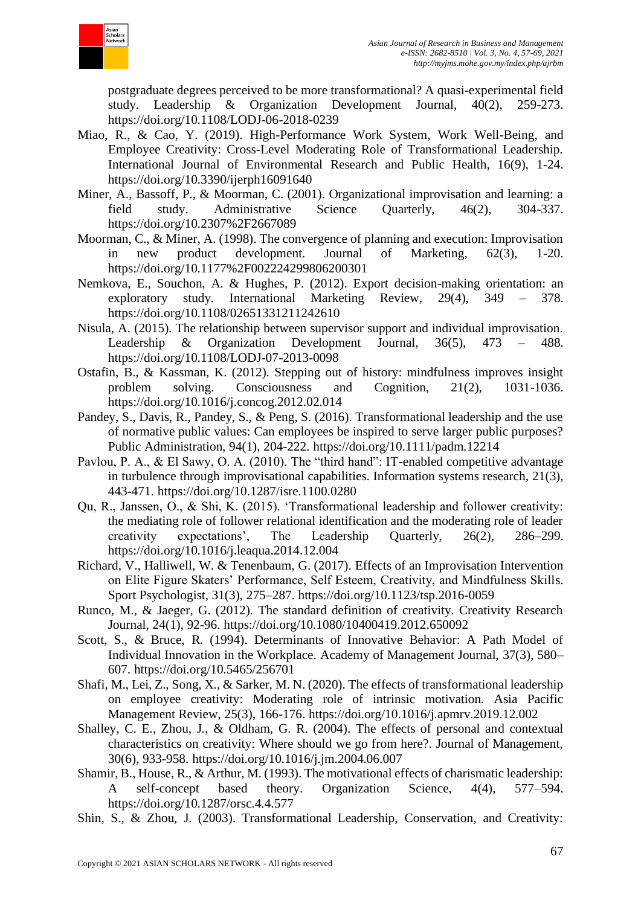postgraduate degrees perceived to be more transformational? A quasi-experimental field study. Leadership & Organization Development Journal, 40(2), 259-273. https://doi.org/10.1108/LODJ-06-2018-0239

Miao, R., & Cao, Y. (2019). High-Performance Work System, Work Well-Being, and Employee Creativity: Cross-Level Moderating Role of Transformational Leadership. International Journal of Environmental Research and Public Health, 16(9), 1-24. https://doi.org/10.3390/ijerph16091640

Miner, A., Bassoff, P., & Moorman, C. (2001). Organizational improvisation and learning: a field study. Administrative Science Quarterly, 46(2), 304-337. https://doi.org/10.2307%2F2667089

Moorman, C., & Miner, A. (1998). The convergence of planning and execution: Improvisation in new product development. Journal of Marketing, 62(3), 1-20. https://doi.org/10.1177%2F002224299806200301

Nemkova, E., Souchon, A. & Hughes, P. (2012). Export decision-making orientation: an exploratory study. International Marketing Review, 29(4), 349 – 378. https://doi.org/10.1108/02651331211242610

Nisula, A. (2015). The relationship between supervisor support and individual improvisation. Leadership & Organization Development Journal, 36(5), 473 – 488. https://doi.org/10.1108/LODJ-07-2013-0098

Ostafin, B., & Kassman, K. (2012). Stepping out of history: mindfulness improves insight problem solving. Consciousness and Cognition, 21(2), 1031-1036. https://doi.org/10.1016/j.concog.2012.02.014

Pandey, S., Davis, R., Pandey, S., & Peng, S. (2016). Transformational leadership and the use of normative public values: Can employees be inspired to serve larger public purposes? Public Administration, 94(1), 204-222. https://doi.org/10.1111/padm.12214

Pavlou, P. A., & El Sawy, O. A. (2010). The "third hand": IT-enabled competitive advantage in turbulence through improvisational capabilities. Information systems research, 21(3), 443-471. https://doi.org/10.1287/isre.1100.0280

Qu, R., Janssen, O., & Shi, K. (2015). 'Transformational leadership and follower creativity: the mediating role of follower relational identification and the moderating role of leader creativity expectations', The Leadership Quarterly, 26(2), 286–299. https://doi.org/10.1016/j.leaqua.2014.12.004

Richard, V., Halliwell, W. & Tenenbaum, G. (2017). Effects of an Improvisation Intervention on Elite Figure Skaters' Performance, Self Esteem, Creativity, and Mindfulness Skills. Sport Psychologist, 31(3), 275–287. https://doi.org/10.1123/tsp.2016-0059

Runco, M., & Jaeger, G. (2012). The standard definition of creativity. Creativity Research Journal, 24(1), 92-96. https://doi.org/10.1080/10400419.2012.650092

Scott, S., & Bruce, R. (1994). Determinants of Innovative Behavior: A Path Model of Individual Innovation in the Workplace. Academy of Management Journal, 37(3), 580–607. https://doi.org/10.5465/256701

Shafi, M., Lei, Z., Song, X., & Sarker, M. N. (2020). The effects of transformational leadership on employee creativity: Moderating role of intrinsic motivation. Asia Pacific Management Review, 25(3), 166-176. https://doi.org/10.1016/j.apmrv.2019.12.002

Shalley, C. E., Zhou, J., & Oldham, G. R. (2004). The effects of personal and contextual characteristics on creativity: Where should we go from here?. Journal of Management, 30(6), 933-958. https://doi.org/10.1016/j.jm.2004.06.007

Shamir, B., House, R., & Arthur, M. (1993). The motivational effects of charismatic leadership: A self-concept based theory. Organization Science, 4(4), 577–594. https://doi.org/10.1287/orsc.4.4.577

Shin, S., & Zhou, J. (2003). Transformational Leadership, Conservation, and Creativity: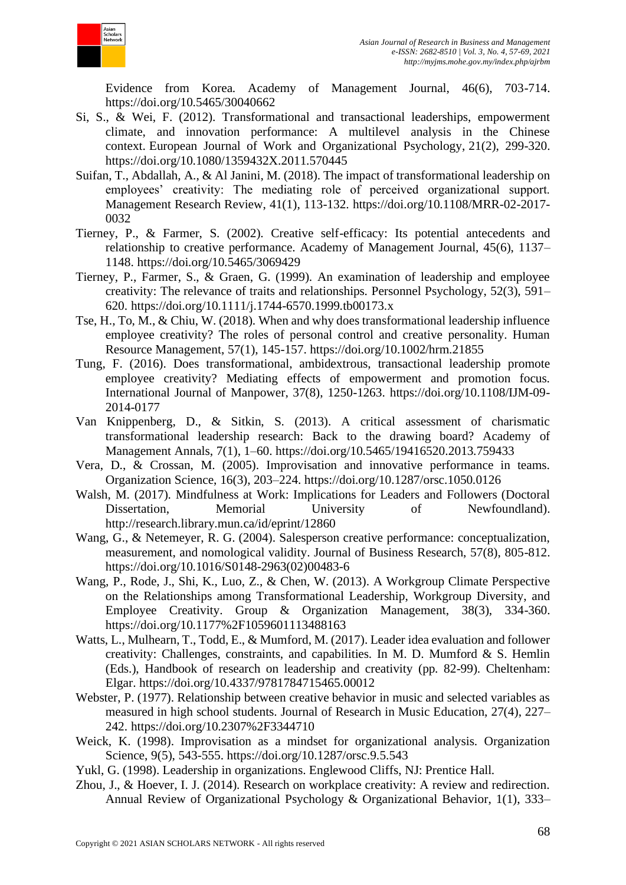Evidence from Korea. Academy of Management Journal, 46(6), 703-714. https://doi.org/10.5465/30040662

Si, S., & Wei, F. (2012). Transformational and transactional leaderships, empowerment climate, and innovation performance: A multilevel analysis in the Chinese context. European Journal of Work and Organizational Psychology, 21(2), 299-320. https://doi.org/10.1080/1359432X.2011.570445

Suifan, T., Abdallah, A., & Al Janini, M. (2018). The impact of transformational leadership on employees' creativity: The mediating role of perceived organizational support. Management Research Review, 41(1), 113-132. https://doi.org/10.1108/MRR-02-2017-0032

Tierney, P., & Farmer, S. (2002). Creative self-efficacy: Its potential antecedents and relationship to creative performance. Academy of Management Journal, 45(6), 1137–1148. https://doi.org/10.5465/3069429

Tierney, P., Farmer, S., & Graen, G. (1999). An examination of leadership and employee creativity: The relevance of traits and relationships. Personnel Psychology, 52(3), 591–620. https://doi.org/10.1111/j.1744-6570.1999.tb00173.x

Tse, H., To, M., & Chiu, W. (2018). When and why does transformational leadership influence employee creativity? The roles of personal control and creative personality. Human Resource Management, 57(1), 145-157. https://doi.org/10.1002/hrm.21855

Tung, F. (2016). Does transformational, ambidextrous, transactional leadership promote employee creativity? Mediating effects of empowerment and promotion focus. International Journal of Manpower, 37(8), 1250-1263. https://doi.org/10.1108/IJM-09-2014-0177

Van Knippenberg, D., & Sitkin, S. (2013). A critical assessment of charismatic transformational leadership research: Back to the drawing board? Academy of Management Annals, 7(1), 1–60. https://doi.org/10.5465/19416520.2013.759433

Vera, D., & Crossan, M. (2005). Improvisation and innovative performance in teams. Organization Science, 16(3), 203–224. https://doi.org/10.1287/orsc.1050.0126

Walsh, M. (2017). Mindfulness at Work: Implications for Leaders and Followers (Doctoral Dissertation, Memorial University of Newfoundland). http://research.library.mun.ca/id/eprint/12860

Wang, G., & Netemeyer, R. G. (2004). Salesperson creative performance: conceptualization, measurement, and nomological validity. Journal of Business Research, 57(8), 805-812. https://doi.org/10.1016/S0148-2963(02)00483-6

Wang, P., Rode, J., Shi, K., Luo, Z., & Chen, W. (2013). A Workgroup Climate Perspective on the Relationships among Transformational Leadership, Workgroup Diversity, and Employee Creativity. Group & Organization Management, 38(3), 334-360. https://doi.org/10.1177%2F1059601113488163

Watts, L., Mulhearn, T., Todd, E., & Mumford, M. (2017). Leader idea evaluation and follower creativity: Challenges, constraints, and capabilities. In M. D. Mumford & S. Hemlin (Eds.), Handbook of research on leadership and creativity (pp. 82-99). Cheltenham: Elgar. https://doi.org/10.4337/9781784715465.00012

Webster, P. (1977). Relationship between creative behavior in music and selected variables as measured in high school students. Journal of Research in Music Education, 27(4), 227–242. https://doi.org/10.2307%2F3344710

Weick, K. (1998). Improvisation as a mindset for organizational analysis. Organization Science, 9(5), 543-555. https://doi.org/10.1287/orsc.9.5.543

Yukl, G. (1998). Leadership in organizations. Englewood Cliffs, NJ: Prentice Hall.

Zhou, J., & Hoever, I. J. (2014). Research on workplace creativity: A review and redirection. Annual Review of Organizational Psychology & Organizational Behavior, 1(1), 333–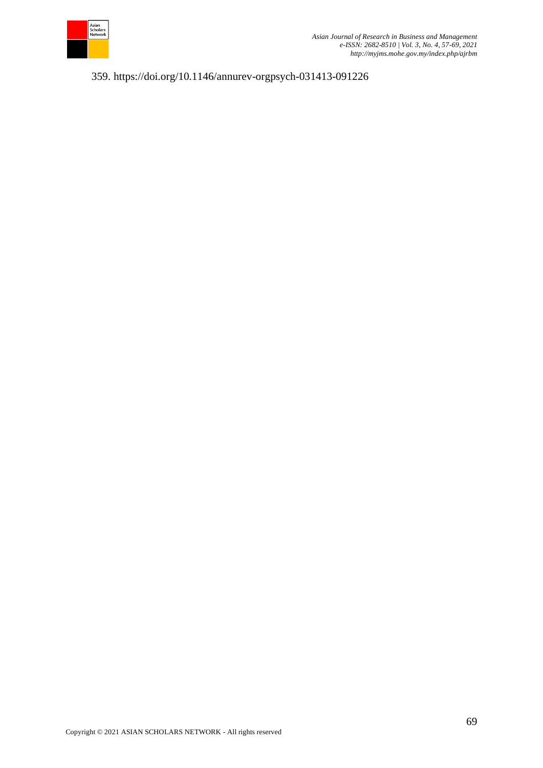359. https://doi.org/10.1146/annurev-orgpsych-031413-091226